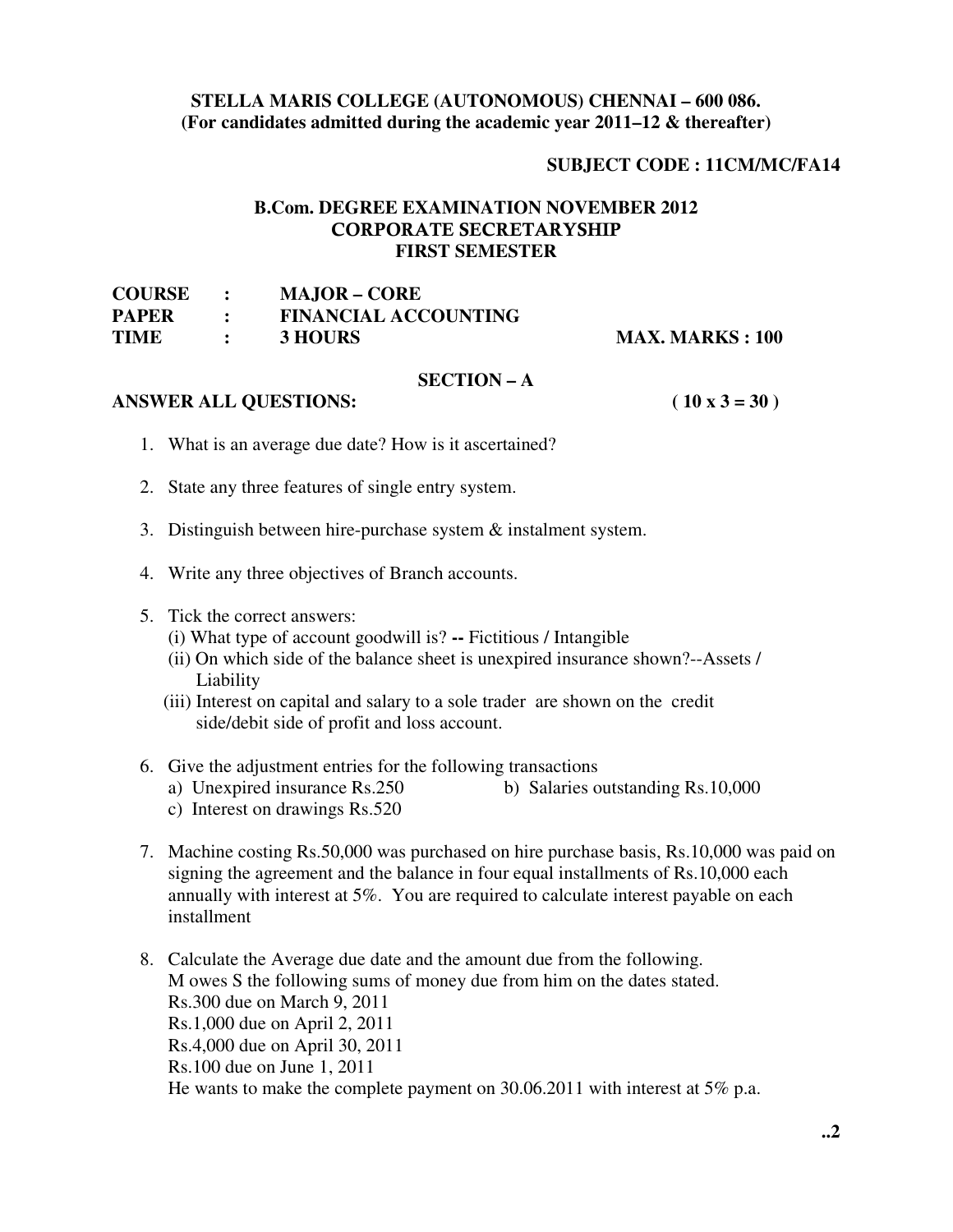**STELLA MARIS COLLEGE (AUTONOMOUS) CHENNAI – 600 086.**
**(For candidates admitted during the academic year 2011–12 & thereafter)**

**SUBJECT CODE : 11CM/MC/FA14**

**B.Com. DEGREE EXAMINATION NOVEMBER 2012**
**CORPORATE SECRETARYSHIP**
**FIRST SEMESTER**

**COURSE : MAJOR – CORE**
**PAPER : FINANCIAL ACCOUNTING**
**TIME : 3 HOURS** **MAX. MARKS : 100**

## SECTION – A

**ANSWER ALL QUESTIONS:** **( 10 x 3 = 30 )**

1. What is an average due date? How is it ascertained?

2. State any three features of single entry system.

3. Distinguish between hire-purchase system & instalment system.

4. Write any three objectives of Branch accounts.

5. Tick the correct answers:
   (i) What type of account goodwill is? **--** Fictitious / Intangible
   (ii) On which side of the balance sheet is unexpired insurance shown?--Assets / Liability
   (iii) Interest on capital and salary to a sole trader are shown on the credit side/debit side of profit and loss account.

6. Give the adjustment entries for the following transactions
   a) Unexpired insurance Rs.250 b) Salaries outstanding Rs.10,000
   c) Interest on drawings Rs.520

7. Machine costing Rs.50,000 was purchased on hire purchase basis, Rs.10,000 was paid on signing the agreement and the balance in four equal installments of Rs.10,000 each annually with interest at 5%. You are required to calculate interest payable on each installment

8. Calculate the Average due date and the amount due from the following.
   M owes S the following sums of money due from him on the dates stated.
   Rs.300 due on March 9, 2011
   Rs.1,000 due on April 2, 2011
   Rs.4,000 due on April 30, 2011
   Rs.100 due on June 1, 2011
   He wants to make the complete payment on 30.06.2011 with interest at 5% p.a.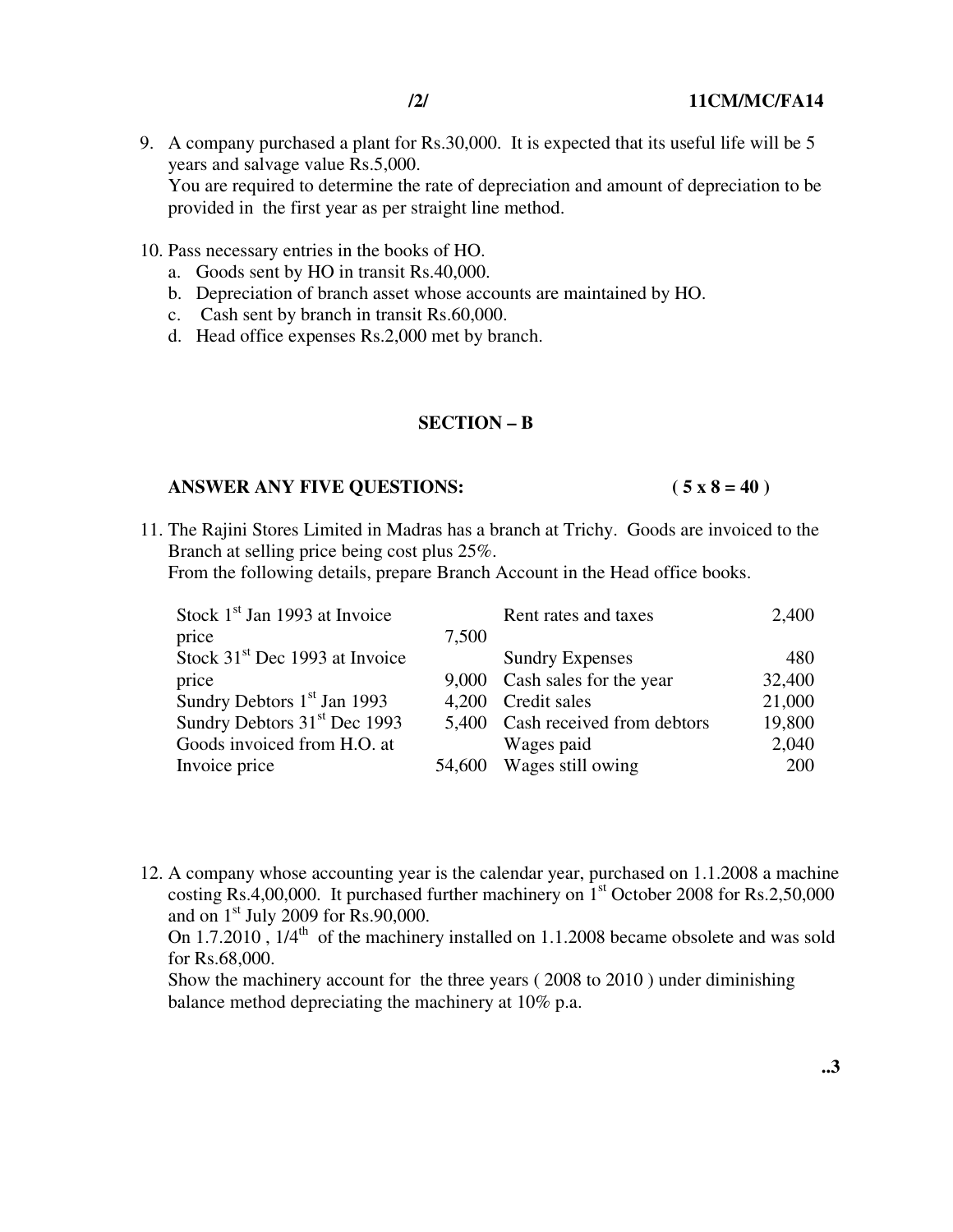9. A company purchased a plant for Rs.30,000. It is expected that its useful life will be 5 years and salvage value Rs.5,000.
   You are required to determine the rate of depreciation and amount of depreciation to be provided in the first year as per straight line method.

10. Pass necessary entries in the books of HO.
    a. Goods sent by HO in transit Rs.40,000.
    b. Depreciation of branch asset whose accounts are maintained by HO.
    c. Cash sent by branch in transit Rs.60,000.
    d. Head office expenses Rs.2,000 met by branch.

## SECTION – B

**ANSWER ANY FIVE QUESTIONS: ( 5 x 8 = 40 )**

11. The Rajini Stores Limited in Madras has a branch at Trichy. Goods are invoiced to the Branch at selling price being cost plus 25%.
    From the following details, prepare Branch Account in the Head office books.

| | | | |
|---|---|---|---|
| Stock 1st Jan 1993 at Invoice price | 7,500 | Rent rates and taxes | 2,400 |
| Stock 31st Dec 1993 at Invoice price | 9,000 | Sundry Expenses | 480 |
| | | Cash sales for the year | 32,400 |
| Sundry Debtors 1st Jan 1993 | 4,200 | Credit sales | 21,000 |
| Sundry Debtors 31st Dec 1993 | 5,400 | Cash received from debtors | 19,800 |
| Goods invoiced from H.O. at Invoice price | 54,600 | Wages paid | 2,040 |
| | | Wages still owing | 200 |

12. A company whose accounting year is the calendar year, purchased on 1.1.2008 a machine costing Rs.4,00,000. It purchased further machinery on 1st October 2008 for Rs.2,50,000 and on 1st July 2009 for Rs.90,000.
    On 1.7.2010 , 1/4th of the machinery installed on 1.1.2008 became obsolete and was sold for Rs.68,000.
    Show the machinery account for the three years ( 2008 to 2010 ) under diminishing balance method depreciating the machinery at 10% p.a.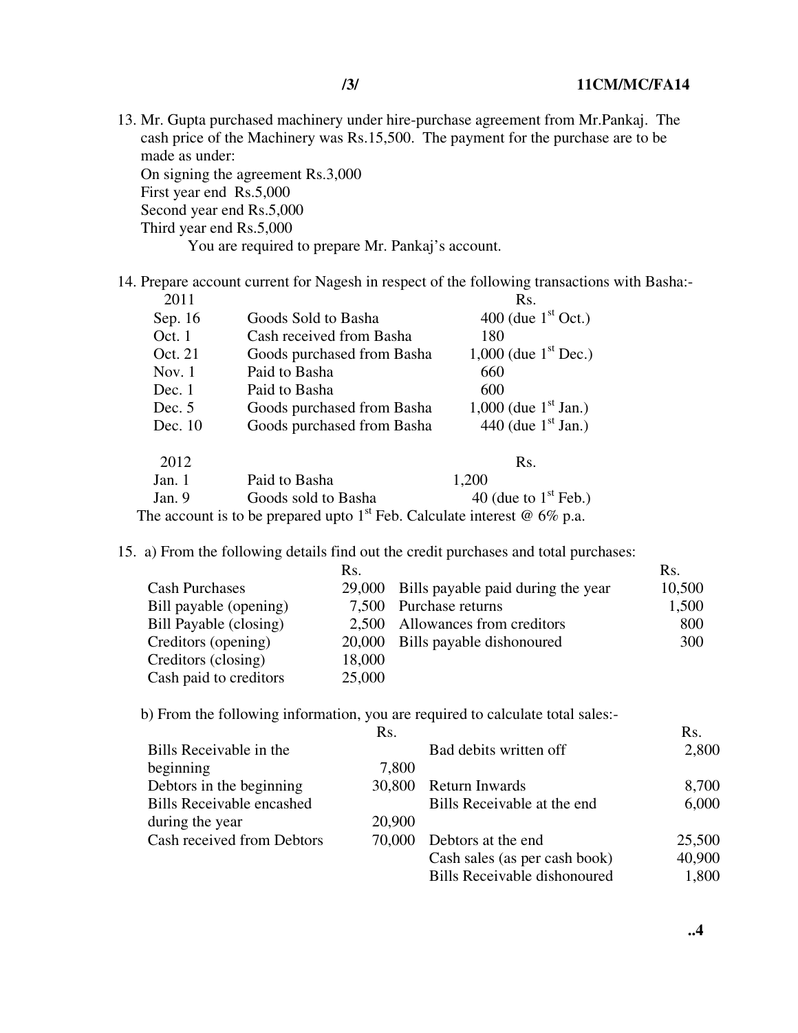13. Mr. Gupta purchased machinery under hire-purchase agreement from Mr.Pankaj. The cash price of the Machinery was Rs.15,500. The payment for the purchase are to be made as under:

    On signing the agreement Rs.3,000
    First year end Rs.5,000
    Second year end Rs.5,000
    Third year end Rs.5,000

    You are required to prepare Mr. Pankaj's account.

14. Prepare account current for Nagesh in respect of the following transactions with Basha:-

| 2011 | | Rs. |
|---|---|---|
| Sep. 16 | Goods Sold to Basha | 400 (due 1st Oct.) |
| Oct. 1 | Cash received from Basha | 180 |
| Oct. 21 | Goods purchased from Basha | 1,000 (due 1st Dec.) |
| Nov. 1 | Paid to Basha | 660 |
| Dec. 1 | Paid to Basha | 600 |
| Dec. 5 | Goods purchased from Basha | 1,000 (due 1st Jan.) |
| Dec. 10 | Goods purchased from Basha | 440 (due 1st Jan.) |

| 2012 | | Rs. |
|---|---|---|
| Jan. 1 | Paid to Basha | 1,200 |
| Jan. 9 | Goods sold to Basha | 40 (due to 1st Feb.) |

The account is to be prepared upto 1st Feb. Calculate interest @ 6% p.a.

15. a) From the following details find out the credit purchases and total purchases:

| | Rs. | | Rs. |
|---|---|---|---|
| Cash Purchases | 29,000 | Bills payable paid during the year | 10,500 |
| Bill payable (opening) | 7,500 | Purchase returns | 1,500 |
| Bill Payable (closing) | 2,500 | Allowances from creditors | 800 |
| Creditors (opening) | 20,000 | Bills payable dishonoured | 300 |
| Creditors (closing) | 18,000 | | |
| Cash paid to creditors | 25,000 | | |

b) From the following information, you are required to calculate total sales:-

| | Rs. | | Rs. |
|---|---|---|---|
| Bills Receivable in the beginning | 7,800 | Bad debits written off | 2,800 |
| Debtors in the beginning | 30,800 | Return Inwards | 8,700 |
| Bills Receivable encashed during the year | 20,900 | Bills Receivable at the end | 6,000 |
| Cash received from Debtors | 70,000 | Debtors at the end | 25,500 |
| | | Cash sales (as per cash book) | 40,900 |
| | | Bills Receivable dishonoured | 1,800 |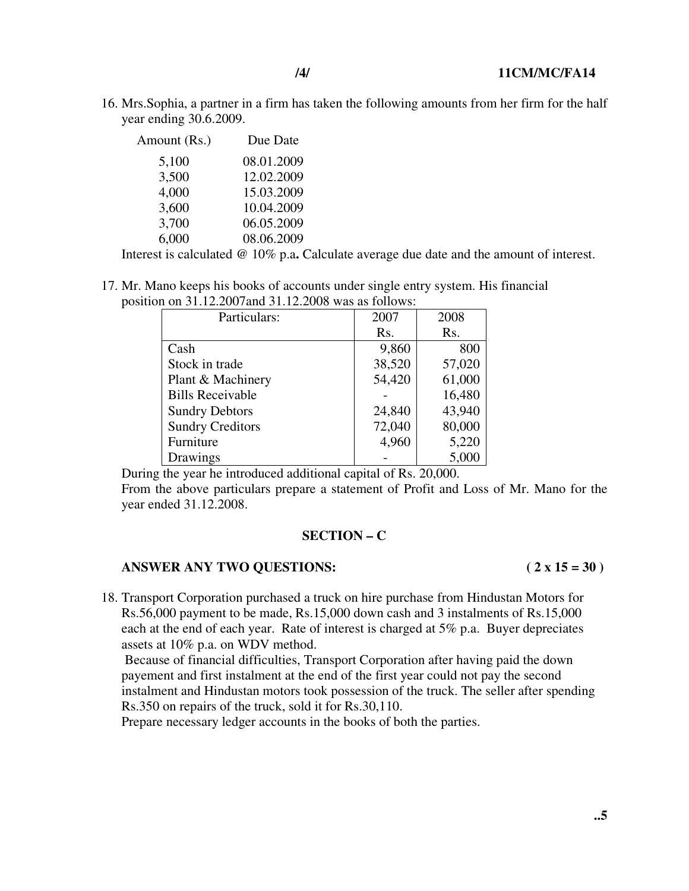16. Mrs.Sophia, a partner in a firm has taken the following amounts from her firm for the half year ending 30.6.2009.

| Amount (Rs.) | Due Date |
|---|---|
| 5,100 | 08.01.2009 |
| 3,500 | 12.02.2009 |
| 4,000 | 15.03.2009 |
| 3,600 | 10.04.2009 |
| 3,700 | 06.05.2009 |
| 6,000 | 08.06.2009 |

Interest is calculated @ 10% p.a**.** Calculate average due date and the amount of interest.

17. Mr. Mano keeps his books of accounts under single entry system. His financial position on 31.12.2007and 31.12.2008 was as follows:

| Particulars: | 2007 Rs. | 2008 Rs. |
|---|---|---|
| Cash | 9,860 | 800 |
| Stock in trade | 38,520 | 57,020 |
| Plant & Machinery | 54,420 | 61,000 |
| Bills Receivable | - | 16,480 |
| Sundry Debtors | 24,840 | 43,940 |
| Sundry Creditors | 72,040 | 80,000 |
| Furniture | 4,960 | 5,220 |
| Drawings | - | 5,000 |

During the year he introduced additional capital of Rs. 20,000.

From the above particulars prepare a statement of Profit and Loss of Mr. Mano for the year ended 31.12.2008.

## SECTION – C

**ANSWER ANY TWO QUESTIONS: ( 2 x 15 = 30 )**

18. Transport Corporation purchased a truck on hire purchase from Hindustan Motors for Rs.56,000 payment to be made, Rs.15,000 down cash and 3 instalments of Rs.15,000 each at the end of each year. Rate of interest is charged at 5% p.a. Buyer depreciates assets at 10% p.a. on WDV method.

Because of financial difficulties, Transport Corporation after having paid the down payement and first instalment at the end of the first year could not pay the second instalment and Hindustan motors took possession of the truck. The seller after spending Rs.350 on repairs of the truck, sold it for Rs.30,110.

Prepare necessary ledger accounts in the books of both the parties.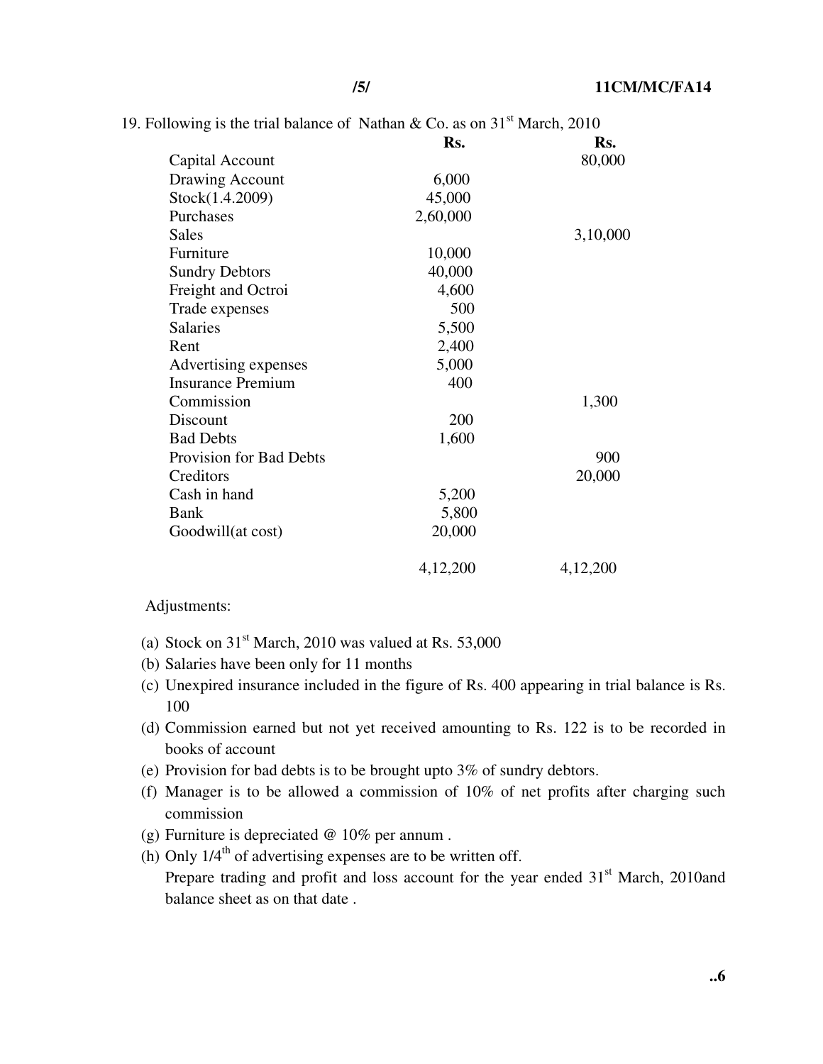19. Following is the trial balance of Nathan & Co. as on 31st March, 2010

| | Rs. | Rs. |
|---|---|---|
| Capital Account | | 80,000 |
| Drawing Account | 6,000 | |
| Stock(1.4.2009) | 45,000 | |
| Purchases | 2,60,000 | |
| Sales | | 3,10,000 |
| Furniture | 10,000 | |
| Sundry Debtors | 40,000 | |
| Freight and Octroi | 4,600 | |
| Trade expenses | 500 | |
| Salaries | 5,500 | |
| Rent | 2,400 | |
| Advertising expenses | 5,000 | |
| Insurance Premium | 400 | |
| Commission | | 1,300 |
| Discount | 200 | |
| Bad Debts | 1,600 | |
| Provision for Bad Debts | | 900 |
| Creditors | | 20,000 |
| Cash in hand | 5,200 | |
| Bank | 5,800 | |
| Goodwill(at cost) | 20,000 | |
| | 4,12,200 | 4,12,200 |

Adjustments:

(a) Stock on 31st March, 2010 was valued at Rs. 53,000

(b) Salaries have been only for 11 months

(c) Unexpired insurance included in the figure of Rs. 400 appearing in trial balance is Rs. 100

(d) Commission earned but not yet received amounting to Rs. 122 is to be recorded in books of account

(e) Provision for bad debts is to be brought upto 3% of sundry debtors.

(f) Manager is to be allowed a commission of 10% of net profits after charging such commission

(g) Furniture is depreciated @ 10% per annum .

(h) Only 1/4th of advertising expenses are to be written off.

Prepare trading and profit and loss account for the year ended 31st March, 2010and balance sheet as on that date .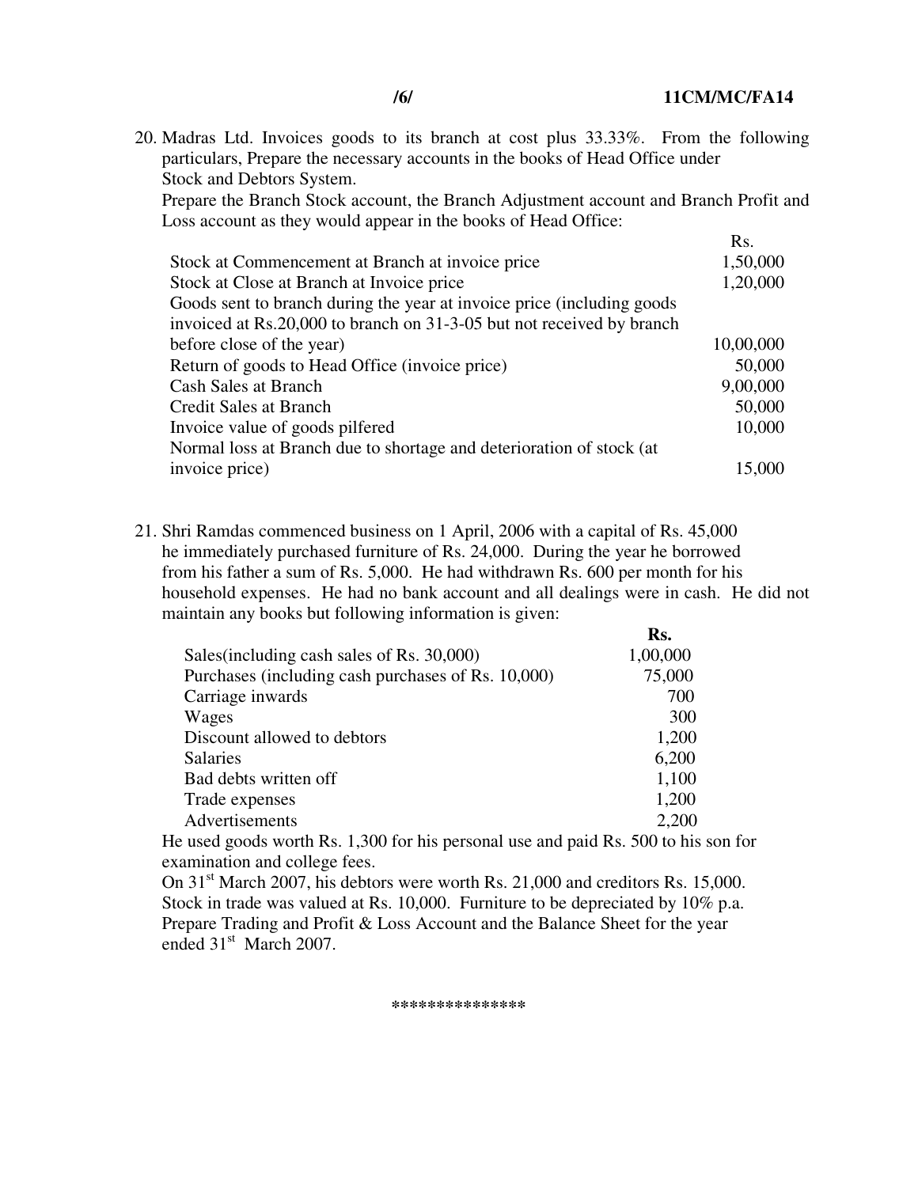20. Madras Ltd. Invoices goods to its branch at cost plus 33.33%. From the following particulars, Prepare the necessary accounts in the books of Head Office under Stock and Debtors System.
    Prepare the Branch Stock account, the Branch Adjustment account and Branch Profit and Loss account as they would appear in the books of Head Office:

| | Rs. |
|---|---|
| Stock at Commencement at Branch at invoice price | 1,50,000 |
| Stock at Close at Branch at Invoice price | 1,20,000 |
| Goods sent to branch during the year at invoice price (including goods invoiced at Rs.20,000 to branch on 31-3-05 but not received by branch before close of the year) | 10,00,000 |
| Return of goods to Head Office (invoice price) | 50,000 |
| Cash Sales at Branch | 9,00,000 |
| Credit Sales at Branch | 50,000 |
| Invoice value of goods pilfered | 10,000 |
| Normal loss at Branch due to shortage and deterioration of stock (at invoice price) | 15,000 |

21. Shri Ramdas commenced business on 1 April, 2006 with a capital of Rs. 45,000 he immediately purchased furniture of Rs. 24,000. During the year he borrowed from his father a sum of Rs. 5,000. He had withdrawn Rs. 600 per month for his household expenses. He had no bank account and all dealings were in cash. He did not maintain any books but following information is given:

| | **Rs.** |
|---|---|
| Sales(including cash sales of Rs. 30,000) | 1,00,000 |
| Purchases (including cash purchases of Rs. 10,000) | 75,000 |
| Carriage inwards | 700 |
| Wages | 300 |
| Discount allowed to debtors | 1,200 |
| Salaries | 6,200 |
| Bad debts written off | 1,100 |
| Trade expenses | 1,200 |
| Advertisements | 2,200 |

He used goods worth Rs. 1,300 for his personal use and paid Rs. 500 to his son for examination and college fees.
On 31st March 2007, his debtors were worth Rs. 21,000 and creditors Rs. 15,000. Stock in trade was valued at Rs. 10,000. Furniture to be depreciated by 10% p.a.
Prepare Trading and Profit & Loss Account and the Balance Sheet for the year ended 31st March 2007.

\*\*\*\*\*\*\*\*\*\*\*\*\*\*